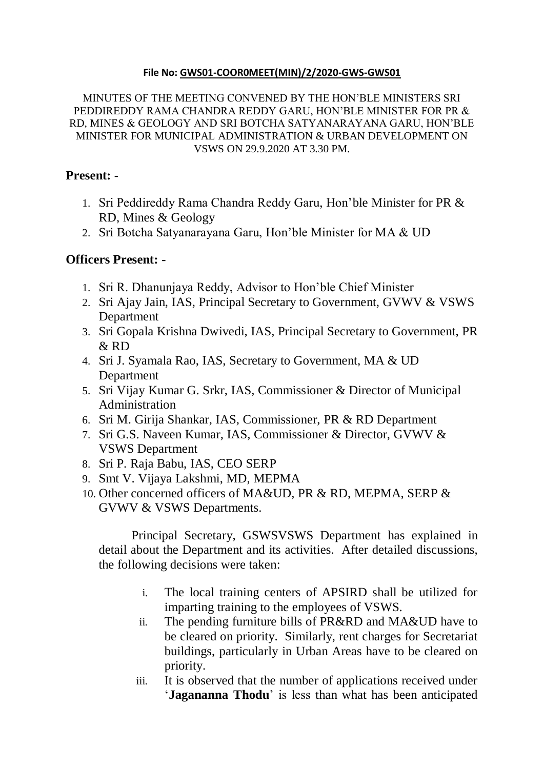**File No: GWS01-COOR0MEET(MIN)/2/2020-GWS-GWS01**

MINUTES OF THE MEETING CONVENED BY THE HON'BLE MINISTERS SRI PEDDIREDDY RAMA CHANDRA REDDY GARU, HON'BLE MINISTER FOR PR & RD, MINES & GEOLOGY AND SRI BOTCHA SATYANARAYANA GARU, HON'BLE MINISTER FOR MUNICIPAL ADMINISTRATION & URBAN DEVELOPMENT ON VSWS ON 29.9.2020 AT 3.30 PM.

## Present: -

1. Sri Peddireddy Rama Chandra Reddy Garu, Hon'ble Minister for PR & RD, Mines & Geology
2. Sri Botcha Satyanarayana Garu, Hon'ble Minister for MA & UD

## Officers Present: -

1. Sri R. Dhanunjaya Reddy, Advisor to Hon'ble Chief Minister
2. Sri Ajay Jain, IAS, Principal Secretary to Government, GVWV & VSWS Department
3. Sri Gopala Krishna Dwivedi, IAS, Principal Secretary to Government, PR & RD
4. Sri J. Syamala Rao, IAS, Secretary to Government, MA & UD Department
5. Sri Vijay Kumar G. Srkr, IAS, Commissioner & Director of Municipal Administration
6. Sri M. Girija Shankar, IAS, Commissioner, PR & RD Department
7. Sri G.S. Naveen Kumar, IAS, Commissioner & Director, GVWV & VSWS Department
8. Sri P. Raja Babu, IAS, CEO SERP
9. Smt V. Vijaya Lakshmi, MD, MEPMA
10. Other concerned officers of MA&UD, PR & RD, MEPMA, SERP & GVWV & VSWS Departments.

Principal Secretary, GSWSVSWS Department has explained in detail about the Department and its activities. After detailed discussions, the following decisions were taken:

i. The local training centers of APSIRD shall be utilized for imparting training to the employees of VSWS.

ii. The pending furniture bills of PR&RD and MA&UD have to be cleared on priority. Similarly, rent charges for Secretariat buildings, particularly in Urban Areas have to be cleared on priority.

iii. It is observed that the number of applications received under '**Jagananna Thodu**' is less than what has been anticipated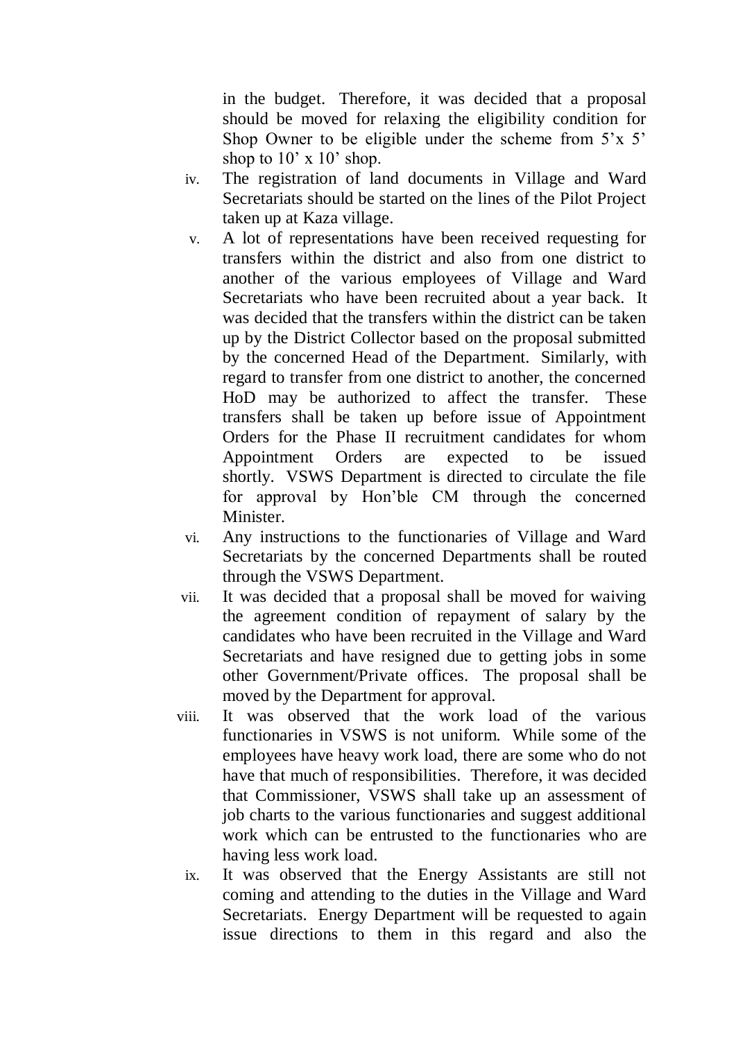in the budget. Therefore, it was decided that a proposal should be moved for relaxing the eligibility condition for Shop Owner to be eligible under the scheme from 5'x 5' shop to 10' x 10' shop.

iv. The registration of land documents in Village and Ward Secretariats should be started on the lines of the Pilot Project taken up at Kaza village.

v. A lot of representations have been received requesting for transfers within the district and also from one district to another of the various employees of Village and Ward Secretariats who have been recruited about a year back. It was decided that the transfers within the district can be taken up by the District Collector based on the proposal submitted by the concerned Head of the Department. Similarly, with regard to transfer from one district to another, the concerned HoD may be authorized to affect the transfer. These transfers shall be taken up before issue of Appointment Orders for the Phase II recruitment candidates for whom Appointment Orders are expected to be issued shortly. VSWS Department is directed to circulate the file for approval by Hon'ble CM through the concerned Minister.

vi. Any instructions to the functionaries of Village and Ward Secretariats by the concerned Departments shall be routed through the VSWS Department.

vii. It was decided that a proposal shall be moved for waiving the agreement condition of repayment of salary by the candidates who have been recruited in the Village and Ward Secretariats and have resigned due to getting jobs in some other Government/Private offices. The proposal shall be moved by the Department for approval.

viii. It was observed that the work load of the various functionaries in VSWS is not uniform. While some of the employees have heavy work load, there are some who do not have that much of responsibilities. Therefore, it was decided that Commissioner, VSWS shall take up an assessment of job charts to the various functionaries and suggest additional work which can be entrusted to the functionaries who are having less work load.

ix. It was observed that the Energy Assistants are still not coming and attending to the duties in the Village and Ward Secretariats. Energy Department will be requested to again issue directions to them in this regard and also the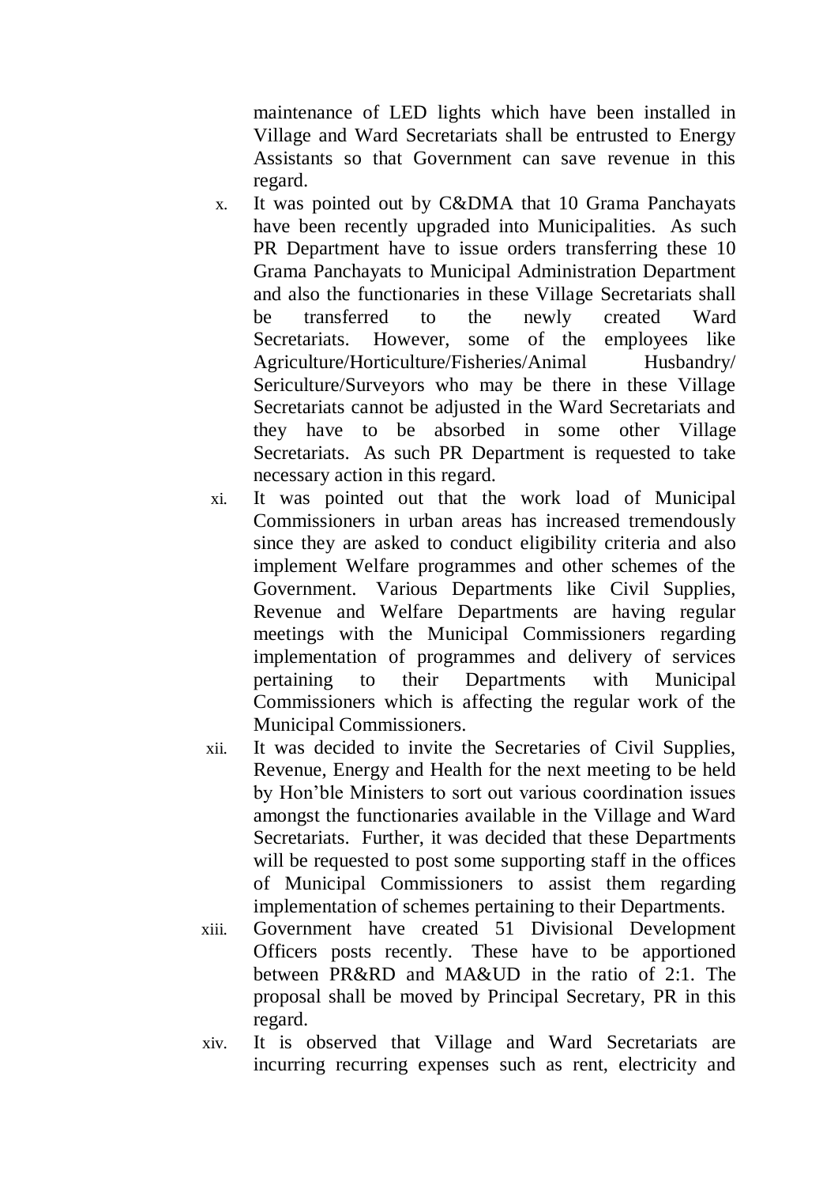maintenance of LED lights which have been installed in Village and Ward Secretariats shall be entrusted to Energy Assistants so that Government can save revenue in this regard.

x. It was pointed out by C&DMA that 10 Grama Panchayats have been recently upgraded into Municipalities. As such PR Department have to issue orders transferring these 10 Grama Panchayats to Municipal Administration Department and also the functionaries in these Village Secretariats shall be transferred to the newly created Ward Secretariats. However, some of the employees like Agriculture/Horticulture/Fisheries/Animal Husbandry/ Sericulture/Surveyors who may be there in these Village Secretariats cannot be adjusted in the Ward Secretariats and they have to be absorbed in some other Village Secretariats. As such PR Department is requested to take necessary action in this regard.

xi. It was pointed out that the work load of Municipal Commissioners in urban areas has increased tremendously since they are asked to conduct eligibility criteria and also implement Welfare programmes and other schemes of the Government. Various Departments like Civil Supplies, Revenue and Welfare Departments are having regular meetings with the Municipal Commissioners regarding implementation of programmes and delivery of services pertaining to their Departments with Municipal Commissioners which is affecting the regular work of the Municipal Commissioners.

xii. It was decided to invite the Secretaries of Civil Supplies, Revenue, Energy and Health for the next meeting to be held by Hon'ble Ministers to sort out various coordination issues amongst the functionaries available in the Village and Ward Secretariats. Further, it was decided that these Departments will be requested to post some supporting staff in the offices of Municipal Commissioners to assist them regarding implementation of schemes pertaining to their Departments.

xiii. Government have created 51 Divisional Development Officers posts recently. These have to be apportioned between PR&RD and MA&UD in the ratio of 2:1. The proposal shall be moved by Principal Secretary, PR in this regard.

xiv. It is observed that Village and Ward Secretariats are incurring recurring expenses such as rent, electricity and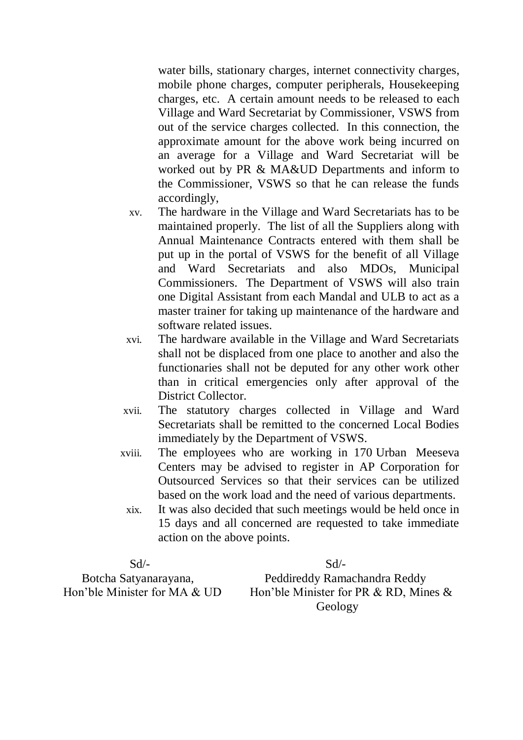water bills, stationary charges, internet connectivity charges, mobile phone charges, computer peripherals, Housekeeping charges, etc. A certain amount needs to be released to each Village and Ward Secretariat by Commissioner, VSWS from out of the service charges collected. In this connection, the approximate amount for the above work being incurred on an average for a Village and Ward Secretariat will be worked out by PR & MA&UD Departments and inform to the Commissioner, VSWS so that he can release the funds accordingly,

xv. The hardware in the Village and Ward Secretariats has to be maintained properly. The list of all the Suppliers along with Annual Maintenance Contracts entered with them shall be put up in the portal of VSWS for the benefit of all Village and Ward Secretariats and also MDOs, Municipal Commissioners. The Department of VSWS will also train one Digital Assistant from each Mandal and ULB to act as a master trainer for taking up maintenance of the hardware and software related issues.

xvi. The hardware available in the Village and Ward Secretariats shall not be displaced from one place to another and also the functionaries shall not be deputed for any other work other than in critical emergencies only after approval of the District Collector.

xvii. The statutory charges collected in Village and Ward Secretariats shall be remitted to the concerned Local Bodies immediately by the Department of VSWS.

xviii. The employees who are working in 170 Urban Meeseva Centers may be advised to register in AP Corporation for Outsourced Services so that their services can be utilized based on the work load and the need of various departments.

xix. It was also decided that such meetings would be held once in 15 days and all concerned are requested to take immediate action on the above points.

| | |
|---|---|
| Sd/- | Sd/- |
| Botcha Satyanarayana, | Peddireddy Ramachandra Reddy |
| Hon'ble Minister for MA & UD | Hon'ble Minister for PR & RD, Mines & Geology |